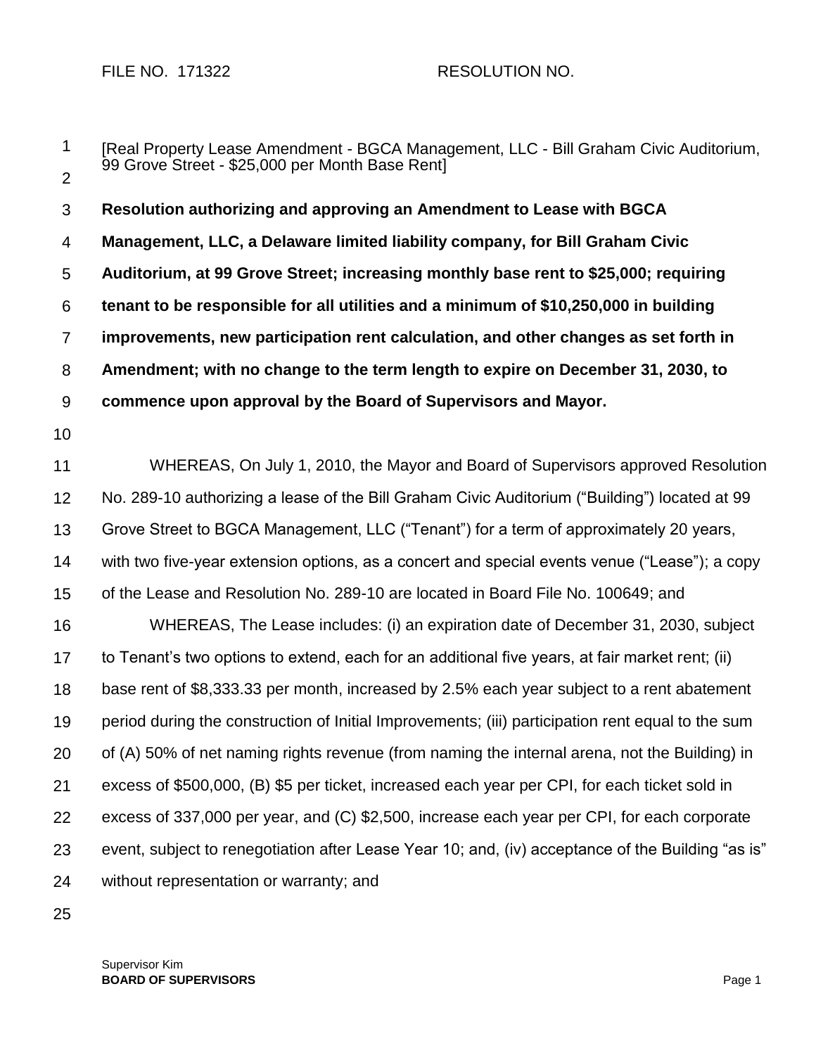FILE NO. 171322 RESOLUTION NO.

[Real Property Lease Amendment - BGCA Management, LLC - Bill Graham Civic Auditorium, 99 Grove Street - $25,000 per Month Base Rent]

**Resolution authorizing and approving an Amendment to Lease with BGCA Management, LLC, a Delaware limited liability company, for Bill Graham Civic Auditorium, at 99 Grove Street; increasing monthly base rent to $25,000; requiring tenant to be responsible for all utilities and a minimum of $10,250,000 in building improvements, new participation rent calculation, and other changes as set forth in Amendment; with no change to the term length to expire on December 31, 2030, to commence upon approval by the Board of Supervisors and Mayor.**

WHEREAS, On July 1, 2010, the Mayor and Board of Supervisors approved Resolution No. 289-10 authorizing a lease of the Bill Graham Civic Auditorium ("Building") located at 99 Grove Street to BGCA Management, LLC ("Tenant") for a term of approximately 20 years, with two five-year extension options, as a concert and special events venue ("Lease"); a copy of the Lease and Resolution No. 289-10 are located in Board File No. 100649; and

WHEREAS, The Lease includes: (i) an expiration date of December 31, 2030, subject to Tenant's two options to extend, each for an additional five years, at fair market rent; (ii) base rent of $8,333.33 per month, increased by 2.5% each year subject to a rent abatement period during the construction of Initial Improvements; (iii) participation rent equal to the sum of (A) 50% of net naming rights revenue (from naming the internal arena, not the Building) in excess of $500,000, (B) $5 per ticket, increased each year per CPI, for each ticket sold in excess of 337,000 per year, and (C) $2,500, increase each year per CPI, for each corporate event, subject to renegotiation after Lease Year 10; and, (iv) acceptance of the Building "as is" without representation or warranty; and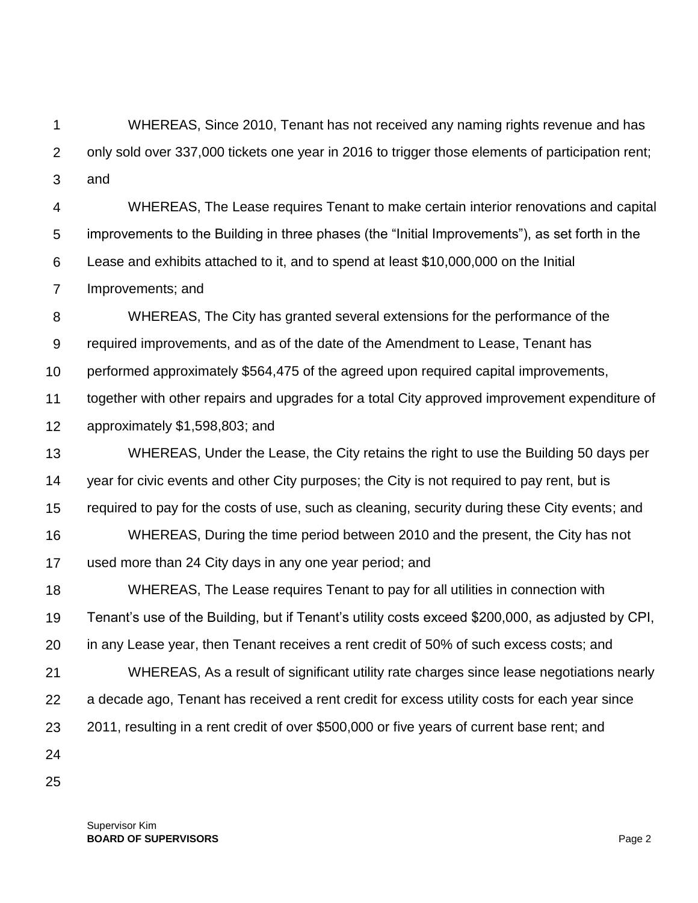WHEREAS, Since 2010, Tenant has not received any naming rights revenue and has only sold over 337,000 tickets one year in 2016 to trigger those elements of participation rent; and

WHEREAS, The Lease requires Tenant to make certain interior renovations and capital improvements to the Building in three phases (the "Initial Improvements"), as set forth in the Lease and exhibits attached to it, and to spend at least $10,000,000 on the Initial Improvements; and

WHEREAS, The City has granted several extensions for the performance of the required improvements, and as of the date of the Amendment to Lease, Tenant has performed approximately $564,475 of the agreed upon required capital improvements, together with other repairs and upgrades for a total City approved improvement expenditure of approximately $1,598,803; and

WHEREAS, Under the Lease, the City retains the right to use the Building 50 days per year for civic events and other City purposes; the City is not required to pay rent, but is required to pay for the costs of use, such as cleaning, security during these City events; and

WHEREAS, During the time period between 2010 and the present, the City has not used more than 24 City days in any one year period; and

WHEREAS, The Lease requires Tenant to pay for all utilities in connection with Tenant's use of the Building, but if Tenant's utility costs exceed $200,000, as adjusted by CPI, in any Lease year, then Tenant receives a rent credit of 50% of such excess costs; and

WHEREAS, As a result of significant utility rate charges since lease negotiations nearly a decade ago, Tenant has received a rent credit for excess utility costs for each year since 2011, resulting in a rent credit of over $500,000 or five years of current base rent; and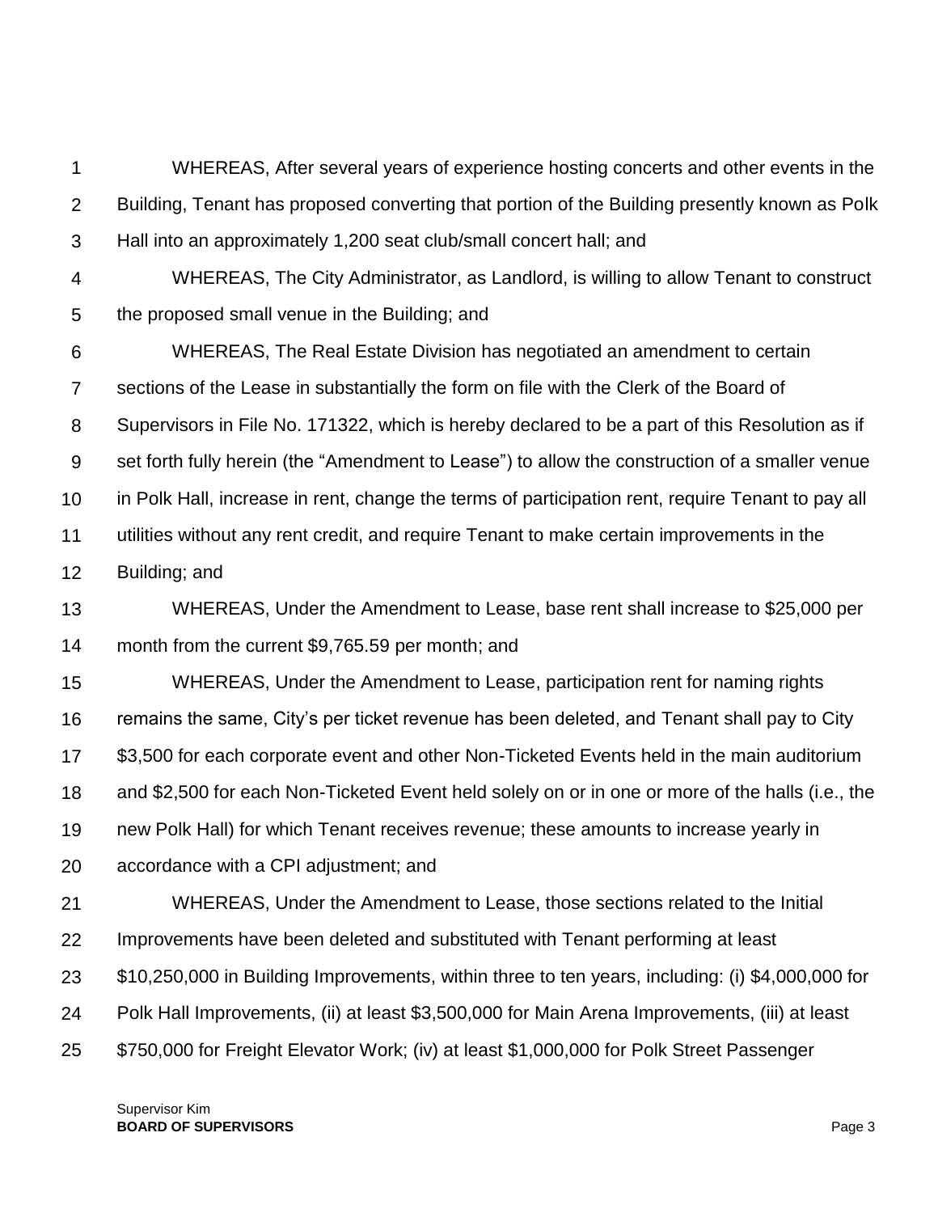WHEREAS, After several years of experience hosting concerts and other events in the Building, Tenant has proposed converting that portion of the Building presently known as Polk Hall into an approximately 1,200 seat club/small concert hall; and

WHEREAS, The City Administrator, as Landlord, is willing to allow Tenant to construct the proposed small venue in the Building; and

WHEREAS, The Real Estate Division has negotiated an amendment to certain sections of the Lease in substantially the form on file with the Clerk of the Board of Supervisors in File No. 171322, which is hereby declared to be a part of this Resolution as if set forth fully herein (the "Amendment to Lease") to allow the construction of a smaller venue in Polk Hall, increase in rent, change the terms of participation rent, require Tenant to pay all utilities without any rent credit, and require Tenant to make certain improvements in the Building; and

WHEREAS, Under the Amendment to Lease, base rent shall increase to $25,000 per month from the current $9,765.59 per month; and

WHEREAS, Under the Amendment to Lease, participation rent for naming rights remains the same, City's per ticket revenue has been deleted, and Tenant shall pay to City $3,500 for each corporate event and other Non-Ticketed Events held in the main auditorium and $2,500 for each Non-Ticketed Event held solely on or in one or more of the halls (i.e., the new Polk Hall) for which Tenant receives revenue; these amounts to increase yearly in accordance with a CPI adjustment; and

WHEREAS, Under the Amendment to Lease, those sections related to the Initial Improvements have been deleted and substituted with Tenant performing at least $10,250,000 in Building Improvements, within three to ten years, including: (i) $4,000,000 for Polk Hall Improvements, (ii) at least $3,500,000 for Main Arena Improvements, (iii) at least $750,000 for Freight Elevator Work; (iv) at least $1,000,000 for Polk Street Passenger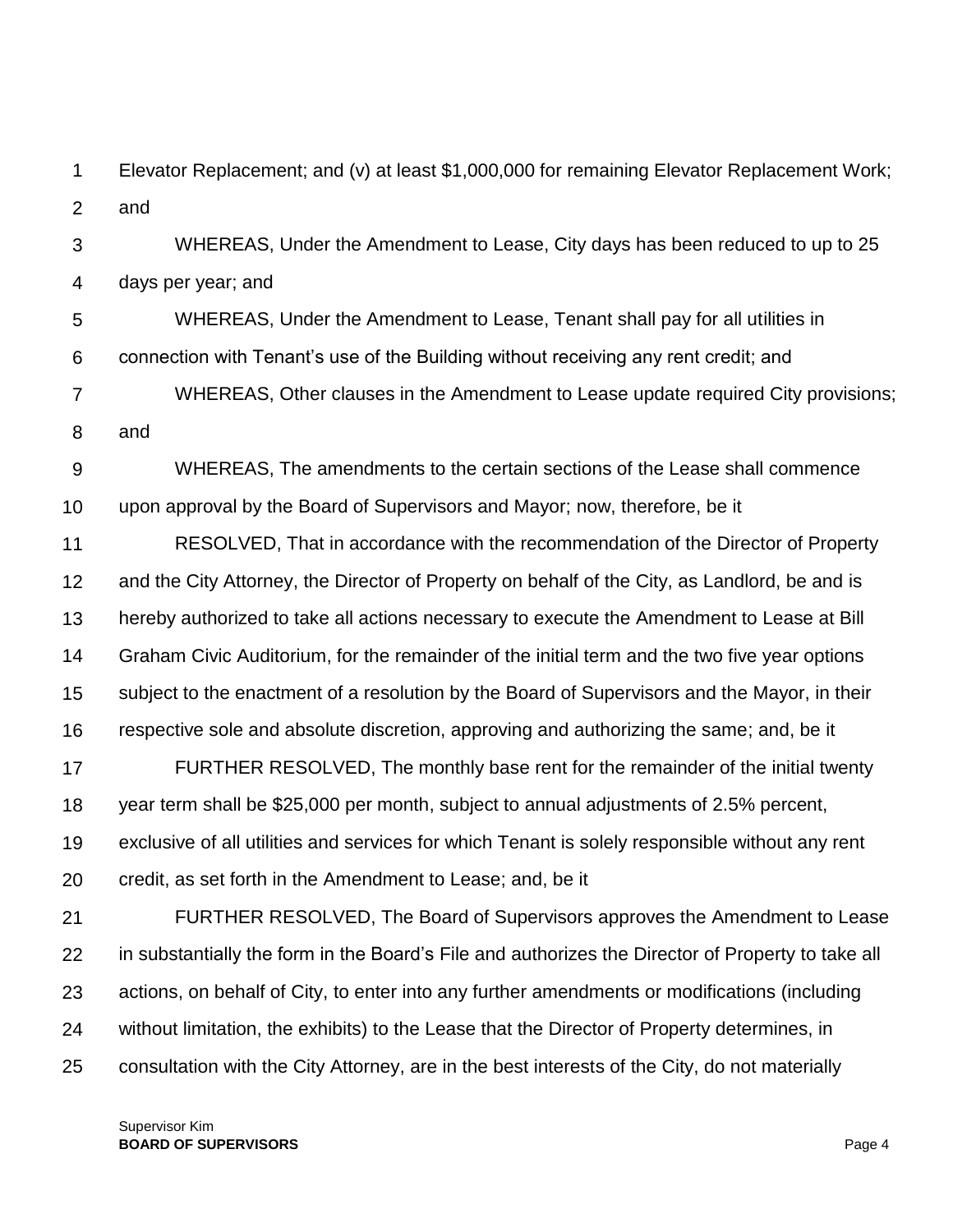Elevator Replacement; and (v) at least $1,000,000 for remaining Elevator Replacement Work; and

WHEREAS, Under the Amendment to Lease, City days has been reduced to up to 25 days per year; and

WHEREAS, Under the Amendment to Lease, Tenant shall pay for all utilities in connection with Tenant's use of the Building without receiving any rent credit; and

WHEREAS, Other clauses in the Amendment to Lease update required City provisions; and

WHEREAS, The amendments to the certain sections of the Lease shall commence upon approval by the Board of Supervisors and Mayor; now, therefore, be it

RESOLVED, That in accordance with the recommendation of the Director of Property and the City Attorney, the Director of Property on behalf of the City, as Landlord, be and is hereby authorized to take all actions necessary to execute the Amendment to Lease at Bill Graham Civic Auditorium, for the remainder of the initial term and the two five year options subject to the enactment of a resolution by the Board of Supervisors and the Mayor, in their respective sole and absolute discretion, approving and authorizing the same; and, be it

FURTHER RESOLVED, The monthly base rent for the remainder of the initial twenty year term shall be $25,000 per month, subject to annual adjustments of 2.5% percent, exclusive of all utilities and services for which Tenant is solely responsible without any rent credit, as set forth in the Amendment to Lease; and, be it

FURTHER RESOLVED, The Board of Supervisors approves the Amendment to Lease in substantially the form in the Board's File and authorizes the Director of Property to take all actions, on behalf of City, to enter into any further amendments or modifications (including without limitation, the exhibits) to the Lease that the Director of Property determines, in consultation with the City Attorney, are in the best interests of the City, do not materially

Supervisor Kim
**BOARD OF SUPERVISORS**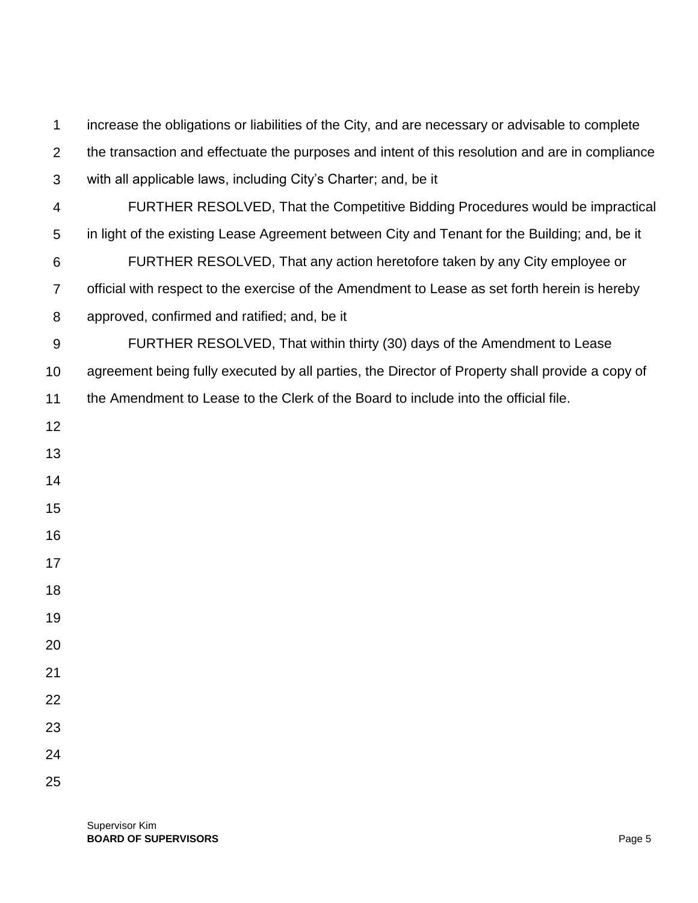increase the obligations or liabilities of the City, and are necessary or advisable to complete the transaction and effectuate the purposes and intent of this resolution and are in compliance with all applicable laws, including City's Charter; and, be it

FURTHER RESOLVED, That the Competitive Bidding Procedures would be impractical in light of the existing Lease Agreement between City and Tenant for the Building; and, be it

FURTHER RESOLVED, That any action heretofore taken by any City employee or official with respect to the exercise of the Amendment to Lease as set forth herein is hereby approved, confirmed and ratified; and, be it

FURTHER RESOLVED, That within thirty (30) days of the Amendment to Lease agreement being fully executed by all parties, the Director of Property shall provide a copy of the Amendment to Lease to the Clerk of the Board to include into the official file.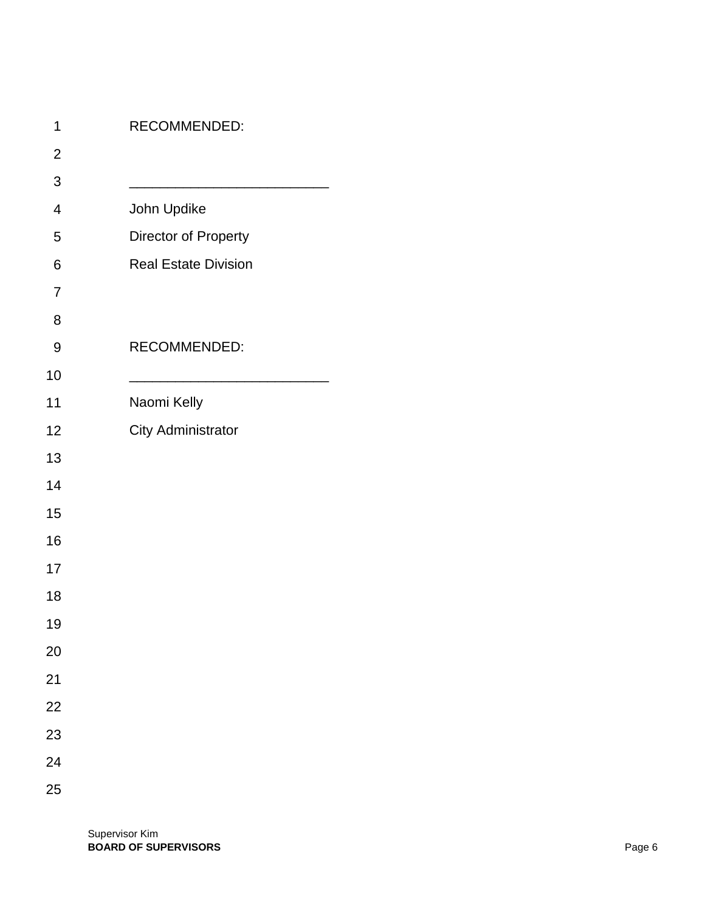RECOMMENDED:

_________________________

John Updike

Director of Property

Real Estate Division

RECOMMENDED:

_________________________

Naomi Kelly

City Administrator